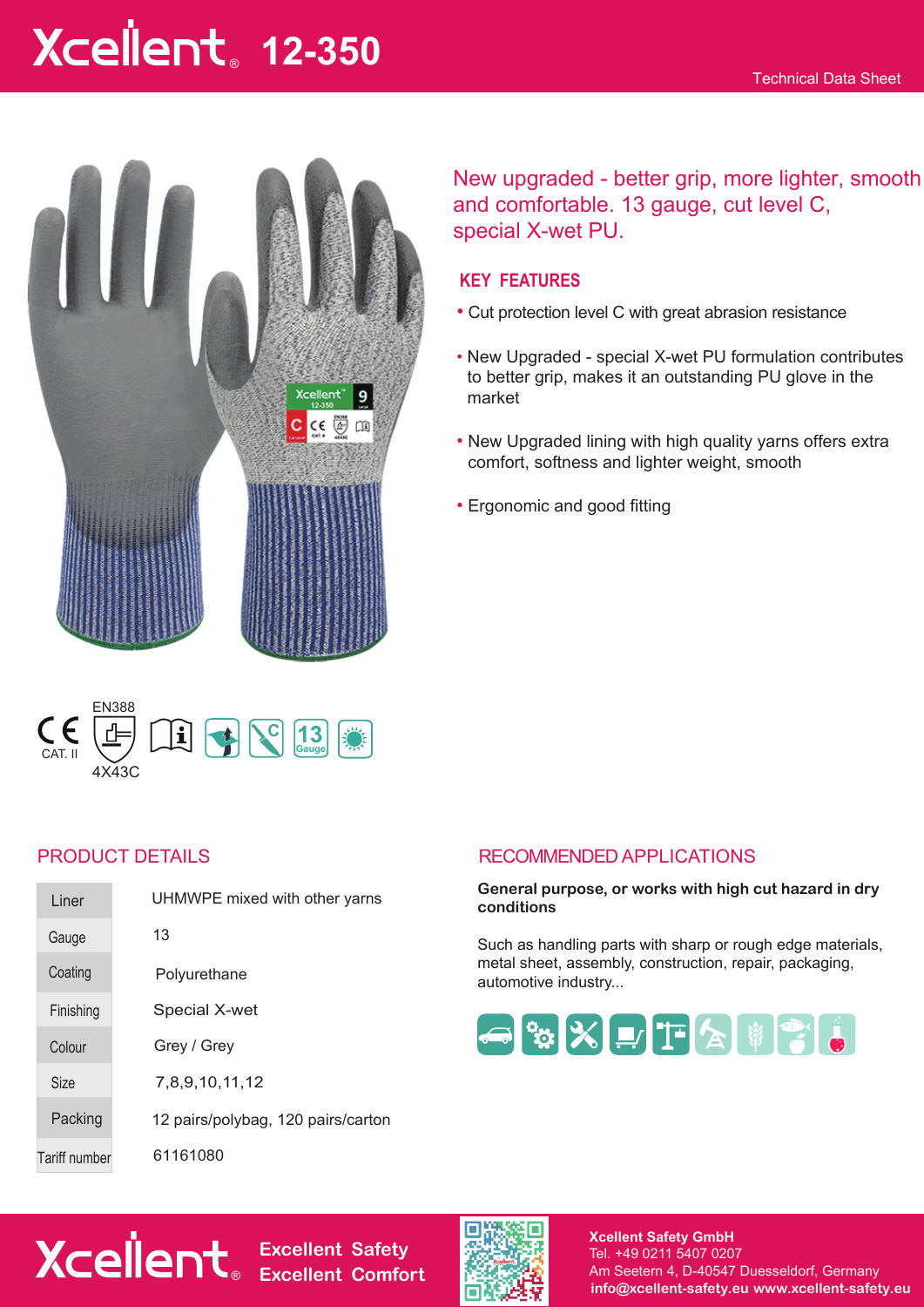# Xcellent 12-350

Technical Data Sheet

New upgraded - better grip, more lighter, smooth and comfortable. 13 gauge, cut level C, special X-wet PU.

## KEY FEATURES

- Cut protection level C with great abrasion resistance
- New Upgraded - special X-wet PU formulation contributes to better grip, makes it an outstanding PU glove in the market
- New Upgraded lining with high quality yarns offers extra comfort, softness and lighter weight, smooth
- Ergonomic and good fitting

CE CAT. II  EN388 4X43C  13 Gauge

## PRODUCT DETAILS

| | |
|---|---|
| Liner | UHMWPE mixed with other yarns |
| Gauge | 13 |
| Coating | Polyurethane |
| Finishing | Special X-wet |
| Colour | Grey / Grey |
| Size | 7,8,9,10,11,12 |
| Packing | 12 pairs/polybag, 120 pairs/carton |
| Tariff number | 61161080 |

## RECOMMENDED APPLICATIONS

**General purpose, or works with high cut hazard in dry conditions**

Such as handling parts with sharp or rough edge materials, metal sheet, assembly, construction, repair, packaging, automotive industry...

Xcellent

Excellent Safety
Excellent Comfort

**Xcellent Safety GmbH**
Tel. +49 0211 5407 0207
Am Seetern 4, D-40547 Duesseldorf, Germany
**info@xcellent-safety.eu www.xcellent-safety.eu**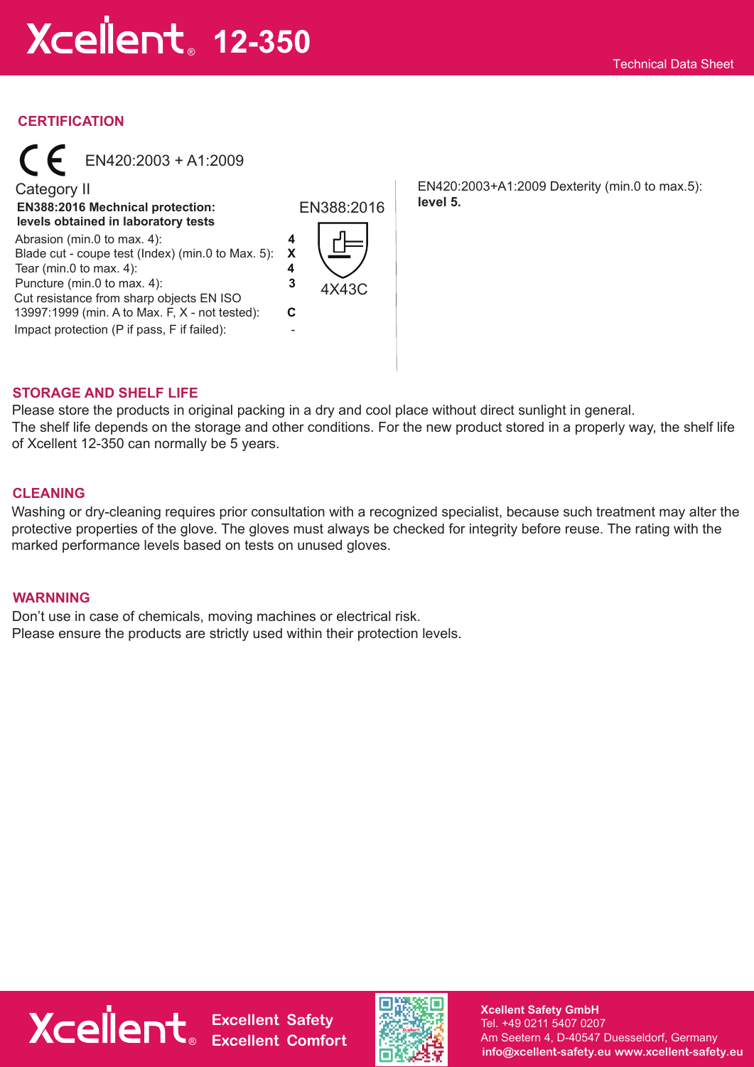# Xcellent 12-350

Technical Data Sheet

## CERTIFICATION

CE EN420:2003 + A1:2009

Category II

**EN388:2016 Mechnical protection: levels obtained in laboratory tests**

| | |
|---|---|
| Abrasion (min.0 to max. 4): | **4** |
| Blade cut - coupe test (Index) (min.0 to Max. 5): | **X** |
| Tear (min.0 to max. 4): | **4** |
| Puncture (min.0 to max. 4): | **3** |
| Cut resistance from sharp objects EN ISO 13997:1999 (min. A to Max. F, X - not tested): | **C** |
| Impact protection (P if pass, F if failed): | - |

EN388:2016

4X43C

EN420:2003+A1:2009 Dexterity (min.0 to max.5): **level 5.**

## STORAGE AND SHELF LIFE

Please store the products in original packing in a dry and cool place without direct sunlight in general.
The shelf life depends on the storage and other conditions. For the new product stored in a properly way, the shelf life of Xcellent 12-350 can normally be 5 years.

## CLEANING

Washing or dry-cleaning requires prior consultation with a recognized specialist, because such treatment may alter the protective properties of the glove. The gloves must always be checked for integrity before reuse. The rating with the marked performance levels based on tests on unused gloves.

## WARNNING

Don't use in case of chemicals, moving machines or electrical risk.
Please ensure the products are strictly used within their protection levels.

Xcellent® Excellent Safety Excellent Comfort

**Xcellent Safety GmbH**
Tel. +49 0211 5407 0207
Am Seetern 4, D-40547 Duesseldorf, Germany
**info@xcellent-safety.eu www.xcellent-safety.eu**